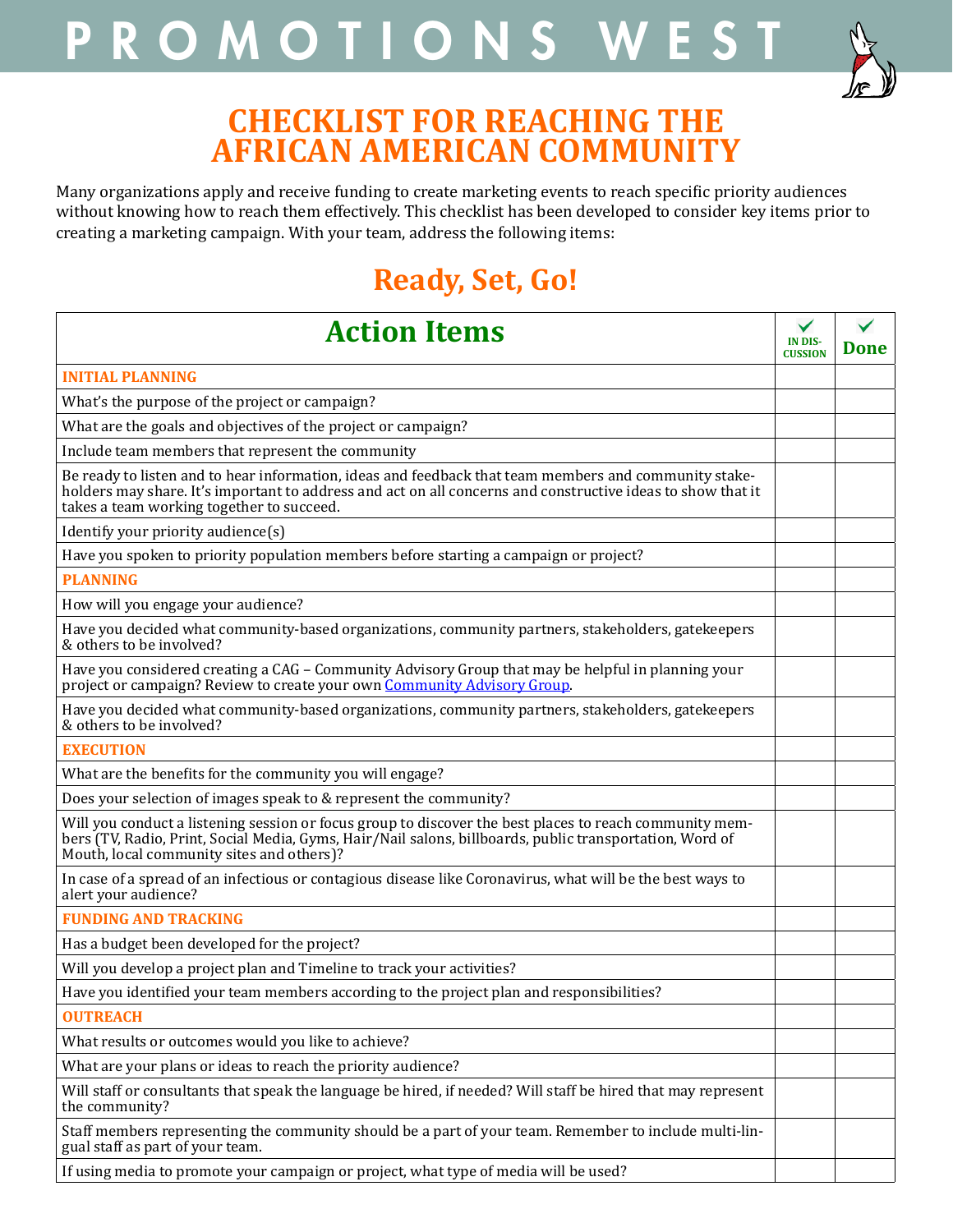# PROMOTIONS WEST

## CHECKLIST FOR REACHING THE AFRICAN AMERICAN COMMUNITY

Many organizations apply and receive funding to create marketing events to reach specific priority audiences without knowing how to reach them effectively. This checklist has been developed to consider key items prior to creating a marketing campaign. With your team, address the following items:

## Ready, Set, Go!

| Action Items | ✓ IN DISCUSSION | ✓ Done |
|---|---|---|
| **INITIAL PLANNING** | | |
| What's the purpose of the project or campaign? | | |
| What are the goals and objectives of the project or campaign? | | |
| Include team members that represent the community | | |
| Be ready to listen and to hear information, ideas and feedback that team members and community stakeholders may share. It's important to address and act on all concerns and constructive ideas to show that it takes a team working together to succeed. | | |
| Identify your priority audience(s) | | |
| Have you spoken to priority population members before starting a campaign or project? | | |
| **PLANNING** | | |
| How will you engage your audience? | | |
| Have you decided what community-based organizations, community partners, stakeholders, gatekeepers & others to be involved? | | |
| Have you considered creating a CAG – Community Advisory Group that may be helpful in planning your project or campaign? Review to create your own Community Advisory Group. | | |
| Have you decided what community-based organizations, community partners, stakeholders, gatekeepers & others to be involved? | | |
| **EXECUTION** | | |
| What are the benefits for the community you will engage? | | |
| Does your selection of images speak to & represent the community? | | |
| Will you conduct a listening session or focus group to discover the best places to reach community members (TV, Radio, Print, Social Media, Gyms, Hair/Nail salons, billboards, public transportation, Word of Mouth, local community sites and others)? | | |
| In case of a spread of an infectious or contagious disease like Coronavirus, what will be the best ways to alert your audience? | | |
| **FUNDING AND TRACKING** | | |
| Has a budget been developed for the project? | | |
| Will you develop a project plan and Timeline to track your activities? | | |
| Have you identified your team members according to the project plan and responsibilities? | | |
| **OUTREACH** | | |
| What results or outcomes would you like to achieve? | | |
| What are your plans or ideas to reach the priority audience? | | |
| Will staff or consultants that speak the language be hired, if needed? Will staff be hired that may represent the community? | | |
| Staff members representing the community should be a part of your team. Remember to include multi-lingual staff as part of your team. | | |
| If using media to promote your campaign or project, what type of media will be used? | | |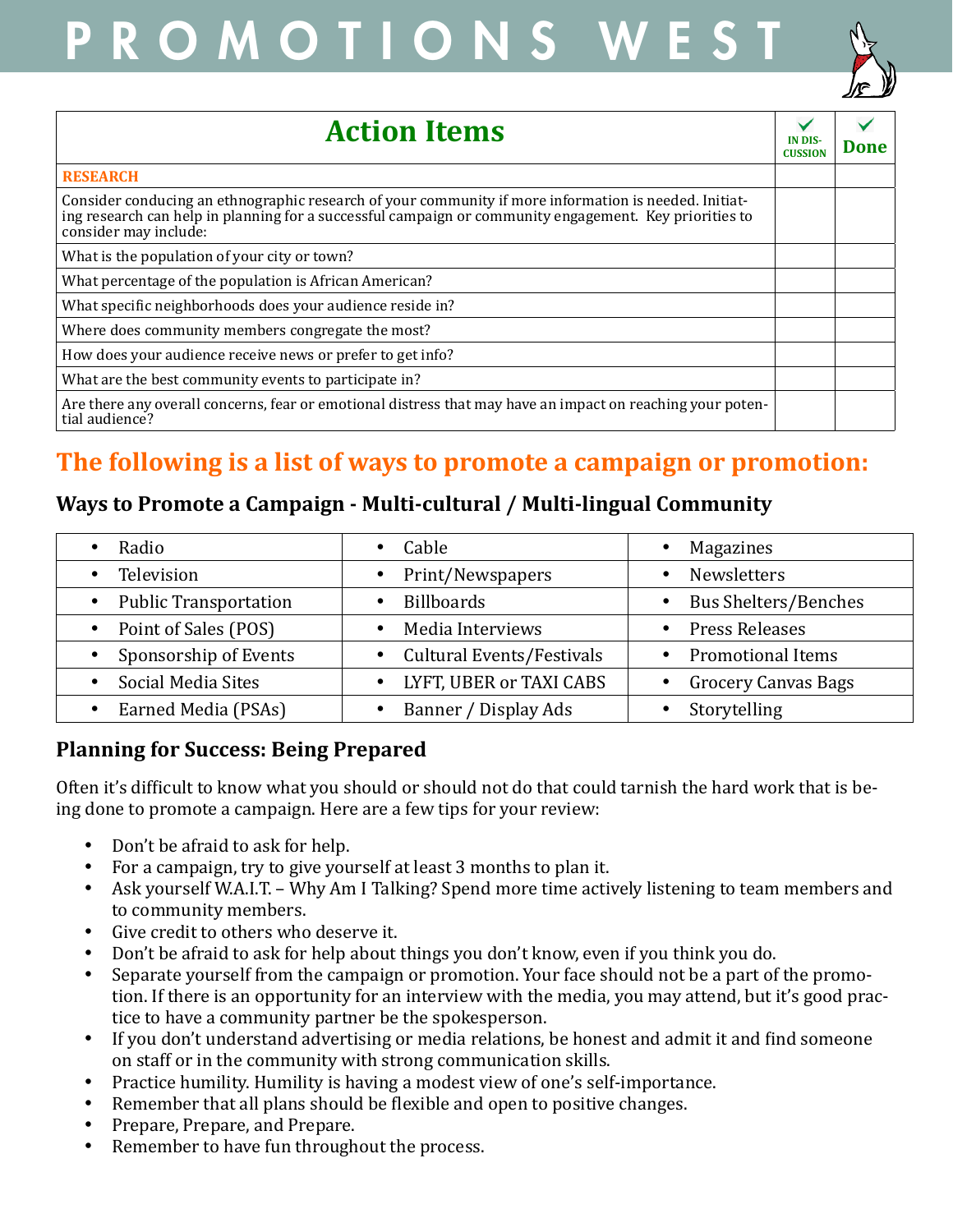# PROMOTIONS WEST

| Action Items | IN DISCUSSION | Done |
|---|---|---|
| **RESEARCH** | | |
| Consider conducing an ethnographic research of your community if more information is needed. Initiating research can help in planning for a successful campaign or community engagement. Key priorities to consider may include: | | |
| What is the population of your city or town? | | |
| What percentage of the population is African American? | | |
| What specific neighborhoods does your audience reside in? | | |
| Where does community members congregate the most? | | |
| How does your audience receive news or prefer to get info? | | |
| What are the best community events to participate in? | | |
| Are there any overall concerns, fear or emotional distress that may have an impact on reaching your potential audience? | | |

## The following is a list of ways to promote a campaign or promotion:

### Ways to Promote a Campaign - Multi-cultural / Multi-lingual Community

| | | |
|---|---|---|
| • Radio | • Cable | • Magazines |
| • Television | • Print/Newspapers | • Newsletters |
| • Public Transportation | • Billboards | • Bus Shelters/Benches |
| • Point of Sales (POS) | • Media Interviews | • Press Releases |
| • Sponsorship of Events | • Cultural Events/Festivals | • Promotional Items |
| • Social Media Sites | • LYFT, UBER or TAXI CABS | • Grocery Canvas Bags |
| • Earned Media (PSAs) | • Banner / Display Ads | • Storytelling |

### Planning for Success: Being Prepared

Often it's difficult to know what you should or should not do that could tarnish the hard work that is being done to promote a campaign. Here are a few tips for your review:

- Don't be afraid to ask for help.
- For a campaign, try to give yourself at least 3 months to plan it.
- Ask yourself W.A.I.T. – Why Am I Talking? Spend more time actively listening to team members and to community members.
- Give credit to others who deserve it.
- Don't be afraid to ask for help about things you don't know, even if you think you do.
- Separate yourself from the campaign or promotion. Your face should not be a part of the promotion. If there is an opportunity for an interview with the media, you may attend, but it's good practice to have a community partner be the spokesperson.
- If you don't understand advertising or media relations, be honest and admit it and find someone on staff or in the community with strong communication skills.
- Practice humility. Humility is having a modest view of one's self-importance.
- Remember that all plans should be flexible and open to positive changes.
- Prepare, Prepare, and Prepare.
- Remember to have fun throughout the process.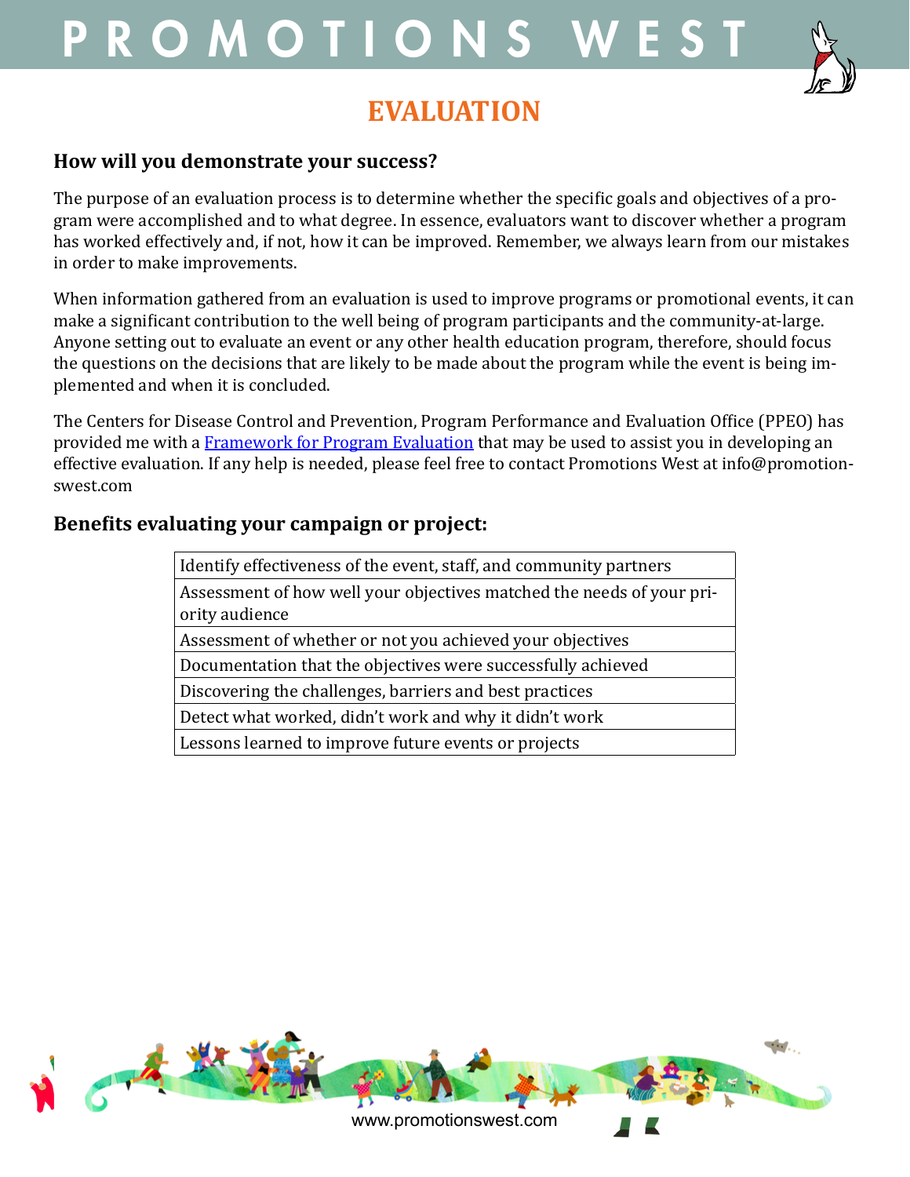# EVALUATION

## How will you demonstrate your success?

The purpose of an evaluation process is to determine whether the specific goals and objectives of a program were accomplished and to what degree. In essence, evaluators want to discover whether a program has worked effectively and, if not, how it can be improved. Remember, we always learn from our mistakes in order to make improvements.

When information gathered from an evaluation is used to improve programs or promotional events, it can make a significant contribution to the well being of program participants and the community-at-large. Anyone setting out to evaluate an event or any other health education program, therefore, should focus the questions on the decisions that are likely to be made about the program while the event is being implemented and when it is concluded.

The Centers for Disease Control and Prevention, Program Performance and Evaluation Office (PPEO) has provided me with a Framework for Program Evaluation that may be used to assist you in developing an effective evaluation. If any help is needed, please feel free to contact Promotions West at info@promotionswest.com

## Benefits evaluating your campaign or project:

| |
|---|
| Identify effectiveness of the event, staff, and community partners |
| Assessment of how well your objectives matched the needs of your priority audience |
| Assessment of whether or not you achieved your objectives |
| Documentation that the objectives were successfully achieved |
| Discovering the challenges, barriers and best practices |
| Detect what worked, didn't work and why it didn't work |
| Lessons learned to improve future events or projects |